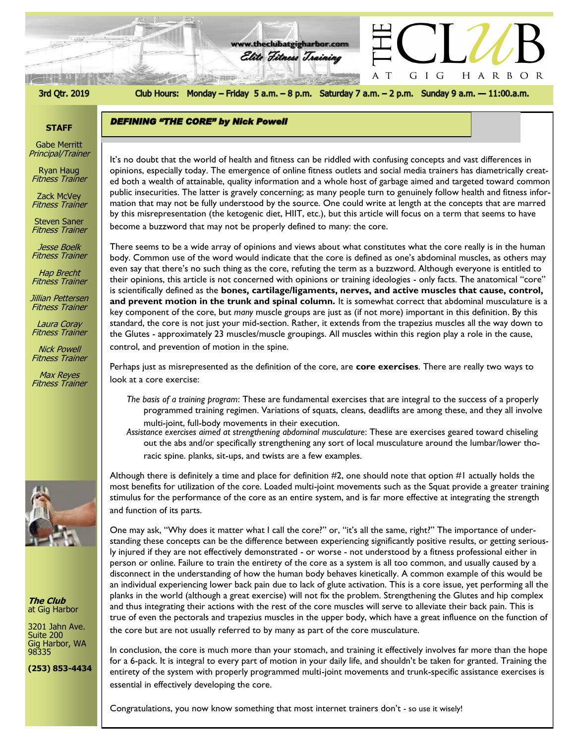# THE CLUB AT GIG HARBOR

www.theclubatgigharbor.com

*Elite Fitness Training*

**3rd Qtr. 2019**

**Club Hours:** Monday – Friday 5 a.m. – 8 p.m. Saturday 7 a.m. – 2 p.m. Sunday 9 a.m. — 11:00.a.m.

**STAFF**

Gabe Merritt
*Principal/Trainer*

Ryan Haug
*Fitness Trainer*

Zack McVey
*Fitness Trainer*

Steven Saner
*Fitness Trainer*

Jesse Boelk
*Fitness Trainer*

Hap Brecht
*Fitness Trainer*

Jillian Pettersen
*Fitness Trainer*

Laura Coray
*Fitness Trainer*

Nick Powell
*Fitness Trainer*

Max Reyes
*Fitness Trainer*

**The Club** at Gig Harbor

3201 Jahn Ave.
Suite 200
Gig Harbor, WA
98335

**(253) 853-4434**

## DEFINING "THE CORE" by Nick Powell

It's no doubt that the world of health and fitness can be riddled with confusing concepts and vast differences in opinions, especially today. The emergence of online fitness outlets and social media trainers has diametrically created both a wealth of attainable, quality information and a whole host of garbage aimed and targeted toward common public insecurities. The latter is gravely concerning; as many people turn to genuinely follow health and fitness information that may not be fully understood by the source. One could write at length at the concepts that are marred by this misrepresentation (the ketogenic diet, HIIT, etc.), but this article will focus on a term that seems to have become a buzzword that may not be properly defined to many: the core.

There seems to be a wide array of opinions and views about what constitutes what the core really is in the human body. Common use of the word would indicate that the core is defined as one's abdominal muscles, as others may even say that there's no such thing as the core, refuting the term as a buzzword. Although everyone is entitled to their opinions, this article is not concerned with opinions or training ideologies - only facts. The anatomical "core" is scientifically defined as the **bones, cartilage/ligaments, nerves, and active muscles that cause, control, and prevent motion in the trunk and spinal column.** It is somewhat correct that abdominal musculature is a key component of the core, but *many* muscle groups are just as (if not more) important in this definition. By this standard, the core is not just your mid-section. Rather, it extends from the trapezius muscles all the way down to the Glutes - approximately 23 muscles/muscle groupings. All muscles within this region play a role in the cause, control, and prevention of motion in the spine.

Perhaps just as misrepresented as the definition of the core, are **core exercises**. There are really two ways to look at a core exercise:

- *The basis of a training program*: These are fundamental exercises that are integral to the success of a properly programmed training regimen. Variations of squats, cleans, deadlifts are among these, and they all involve multi-joint, full-body movements in their execution.
- *Assistance exercises aimed at strengthening abdominal musculature*: These are exercises geared toward chiseling out the abs and/or specifically strengthening any sort of local musculature around the lumbar/lower thoracic spine. planks, sit-ups, and twists are a few examples.

Although there is definitely a time and place for definition #2, one should note that option #1 actually holds the most benefits for utilization of the core. Loaded multi-joint movements such as the Squat provide a greater training stimulus for the performance of the core as an entire system, and is far more effective at integrating the strength and function of its parts.

One may ask, "Why does it matter what I call the core?" or, "it's all the same, right?" The importance of understanding these concepts can be the difference between experiencing significantly positive results, or getting seriously injured if they are not effectively demonstrated - or worse - not understood by a fitness professional either in person or online. Failure to train the entirety of the core as a system is all too common, and usually caused by a disconnect in the understanding of how the human body behaves kinetically. A common example of this would be an individual experiencing lower back pain due to lack of glute activation. This is a core issue, yet performing all the planks in the world (although a great exercise) will not fix the problem. Strengthening the Glutes and hip complex and thus integrating their actions with the rest of the core muscles will serve to alleviate their back pain. This is true of even the pectorals and trapezius muscles in the upper body, which have a great influence on the function of the core but are not usually referred to by many as part of the core musculature.

In conclusion, the core is much more than your stomach, and training it effectively involves far more than the hope for a 6-pack. It is integral to every part of motion in your daily life, and shouldn't be taken for granted. Training the entirety of the system with properly programmed multi-joint movements and trunk-specific assistance exercises is essential in effectively developing the core.

Congratulations, you now know something that most internet trainers don't - so use it wisely!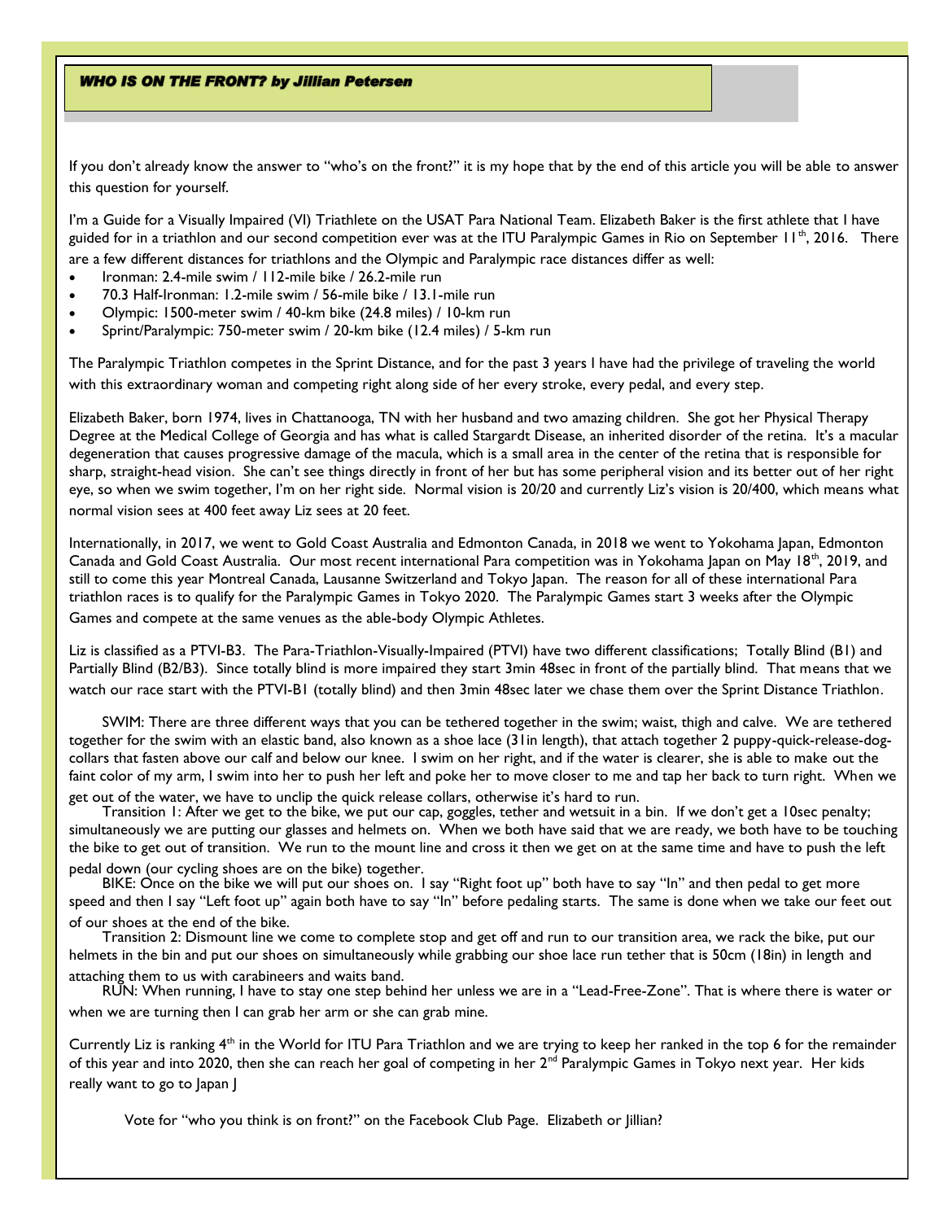## *WHO IS ON THE FRONT? by Jillian Petersen*

If you don't already know the answer to "who's on the front?" it is my hope that by the end of this article you will be able to answer this question for yourself.

I'm a Guide for a Visually Impaired (VI) Triathlete on the USAT Para National Team. Elizabeth Baker is the first athlete that I have guided for in a triathlon and our second competition ever was at the ITU Paralympic Games in Rio on September 11th, 2016. There are a few different distances for triathlons and the Olympic and Paralympic race distances differ as well:

- Ironman: 2.4-mile swim / 112-mile bike / 26.2-mile run
- 70.3 Half-Ironman: 1.2-mile swim / 56-mile bike / 13.1-mile run
- Olympic: 1500-meter swim / 40-km bike (24.8 miles) / 10-km run
- Sprint/Paralympic: 750-meter swim / 20-km bike (12.4 miles) / 5-km run

The Paralympic Triathlon competes in the Sprint Distance, and for the past 3 years I have had the privilege of traveling the world with this extraordinary woman and competing right along side of her every stroke, every pedal, and every step.

Elizabeth Baker, born 1974, lives in Chattanooga, TN with her husband and two amazing children. She got her Physical Therapy Degree at the Medical College of Georgia and has what is called Stargardt Disease, an inherited disorder of the retina. It's a macular degeneration that causes progressive damage of the macula, which is a small area in the center of the retina that is responsible for sharp, straight-head vision. She can't see things directly in front of her but has some peripheral vision and its better out of her right eye, so when we swim together, I'm on her right side. Normal vision is 20/20 and currently Liz's vision is 20/400, which means what normal vision sees at 400 feet away Liz sees at 20 feet.

Internationally, in 2017, we went to Gold Coast Australia and Edmonton Canada, in 2018 we went to Yokohama Japan, Edmonton Canada and Gold Coast Australia. Our most recent international Para competition was in Yokohama Japan on May 18th, 2019, and still to come this year Montreal Canada, Lausanne Switzerland and Tokyo Japan. The reason for all of these international Para triathlon races is to qualify for the Paralympic Games in Tokyo 2020. The Paralympic Games start 3 weeks after the Olympic Games and compete at the same venues as the able-body Olympic Athletes.

Liz is classified as a PTVI-B3. The Para-Triathlon-Visually-Impaired (PTVI) have two different classifications; Totally Blind (B1) and Partially Blind (B2/B3). Since totally blind is more impaired they start 3min 48sec in front of the partially blind. That means that we watch our race start with the PTVI-B1 (totally blind) and then 3min 48sec later we chase them over the Sprint Distance Triathlon.

SWIM: There are three different ways that you can be tethered together in the swim; waist, thigh and calve. We are tethered together for the swim with an elastic band, also known as a shoe lace (31in length), that attach together 2 puppy-quick-release-dog-collars that fasten above our calf and below our knee. I swim on her right, and if the water is clearer, she is able to make out the faint color of my arm, I swim into her to push her left and poke her to move closer to me and tap her back to turn right. When we get out of the water, we have to unclip the quick release collars, otherwise it's hard to run.

Transition 1: After we get to the bike, we put our cap, goggles, tether and wetsuit in a bin. If we don't get a 10sec penalty; simultaneously we are putting our glasses and helmets on. When we both have said that we are ready, we both have to be touching the bike to get out of transition. We run to the mount line and cross it then we get on at the same time and have to push the left pedal down (our cycling shoes are on the bike) together.

BIKE: Once on the bike we will put our shoes on. I say "Right foot up" both have to say "In" and then pedal to get more speed and then I say "Left foot up" again both have to say "In" before pedaling starts. The same is done when we take our feet out of our shoes at the end of the bike.

Transition 2: Dismount line we come to complete stop and get off and run to our transition area, we rack the bike, put our helmets in the bin and put our shoes on simultaneously while grabbing our shoe lace run tether that is 50cm (18in) in length and attaching them to us with carabineers and waits band.

RUN: When running, I have to stay one step behind her unless we are in a "Lead-Free-Zone". That is where there is water or when we are turning then I can grab her arm or she can grab mine.

Currently Liz is ranking 4th in the World for ITU Para Triathlon and we are trying to keep her ranked in the top 6 for the remainder of this year and into 2020, then she can reach her goal of competing in her 2nd Paralympic Games in Tokyo next year. Her kids really want to go to Japan J

Vote for "who you think is on front?" on the Facebook Club Page. Elizabeth or Jillian?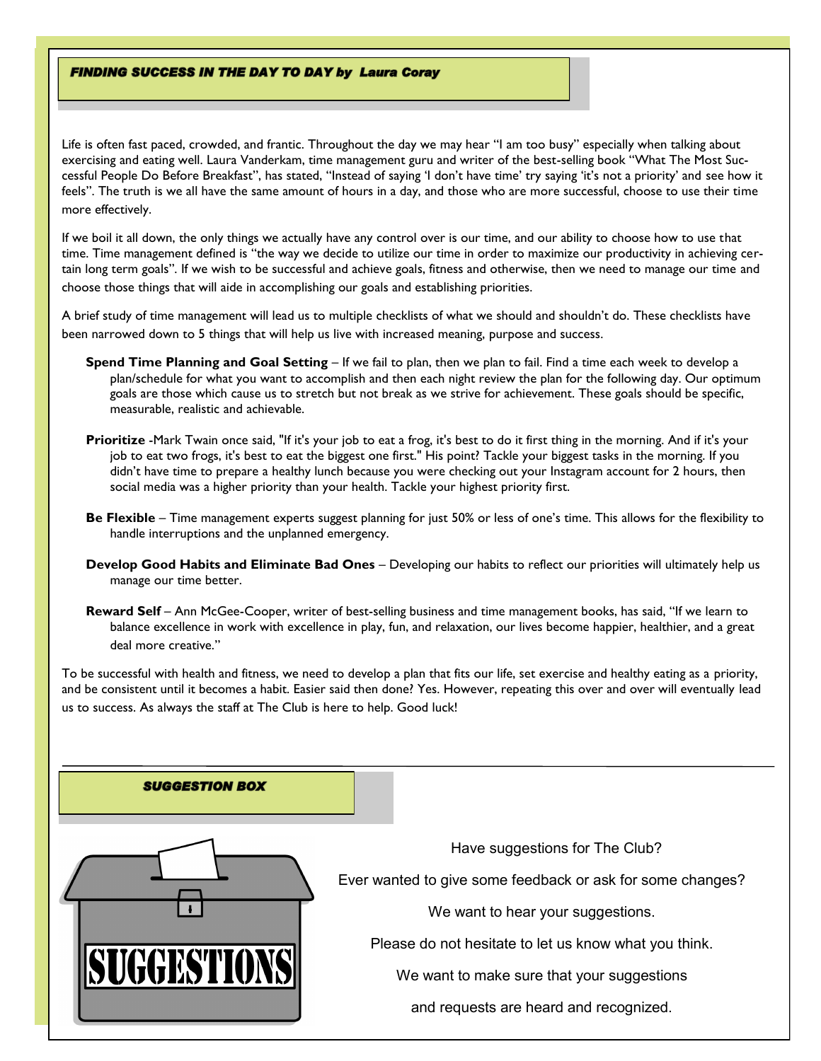## *FINDING SUCCESS IN THE DAY TO DAY by Laura Coray*

Life is often fast paced, crowded, and frantic. Throughout the day we may hear "I am too busy" especially when talking about exercising and eating well. Laura Vanderkam, time management guru and writer of the best-selling book "What The Most Successful People Do Before Breakfast", has stated, "Instead of saying 'I don't have time' try saying 'it's not a priority' and see how it feels". The truth is we all have the same amount of hours in a day, and those who are more successful, choose to use their time more effectively.

If we boil it all down, the only things we actually have any control over is our time, and our ability to choose how to use that time. Time management defined is "the way we decide to utilize our time in order to maximize our productivity in achieving certain long term goals". If we wish to be successful and achieve goals, fitness and otherwise, then we need to manage our time and choose those things that will aide in accomplishing our goals and establishing priorities.

A brief study of time management will lead us to multiple checklists of what we should and shouldn't do. These checklists have been narrowed down to 5 things that will help us live with increased meaning, purpose and success.

**Spend Time Planning and Goal Setting** – If we fail to plan, then we plan to fail. Find a time each week to develop a plan/schedule for what you want to accomplish and then each night review the plan for the following day. Our optimum goals are those which cause us to stretch but not break as we strive for achievement. These goals should be specific, measurable, realistic and achievable.

**Prioritize** -Mark Twain once said, "If it's your job to eat a frog, it's best to do it first thing in the morning. And if it's your job to eat two frogs, it's best to eat the biggest one first." His point? Tackle your biggest tasks in the morning. If you didn't have time to prepare a healthy lunch because you were checking out your Instagram account for 2 hours, then social media was a higher priority than your health. Tackle your highest priority first.

**Be Flexible** – Time management experts suggest planning for just 50% or less of one's time. This allows for the flexibility to handle interruptions and the unplanned emergency.

**Develop Good Habits and Eliminate Bad Ones** – Developing our habits to reflect our priorities will ultimately help us manage our time better.

**Reward Self** – Ann McGee-Cooper, writer of best-selling business and time management books, has said, "If we learn to balance excellence in work with excellence in play, fun, and relaxation, our lives become happier, healthier, and a great deal more creative."

To be successful with health and fitness, we need to develop a plan that fits our life, set exercise and healthy eating as a priority, and be consistent until it becomes a habit. Easier said then done? Yes. However, repeating this over and over will eventually lead us to success. As always the staff at The Club is here to help. Good luck!

---

## *SUGGESTION BOX*

SUGGESTIONS

Have suggestions for The Club?

Ever wanted to give some feedback or ask for some changes?

We want to hear your suggestions.

Please do not hesitate to let us know what you think.

We want to make sure that your suggestions

and requests are heard and recognized.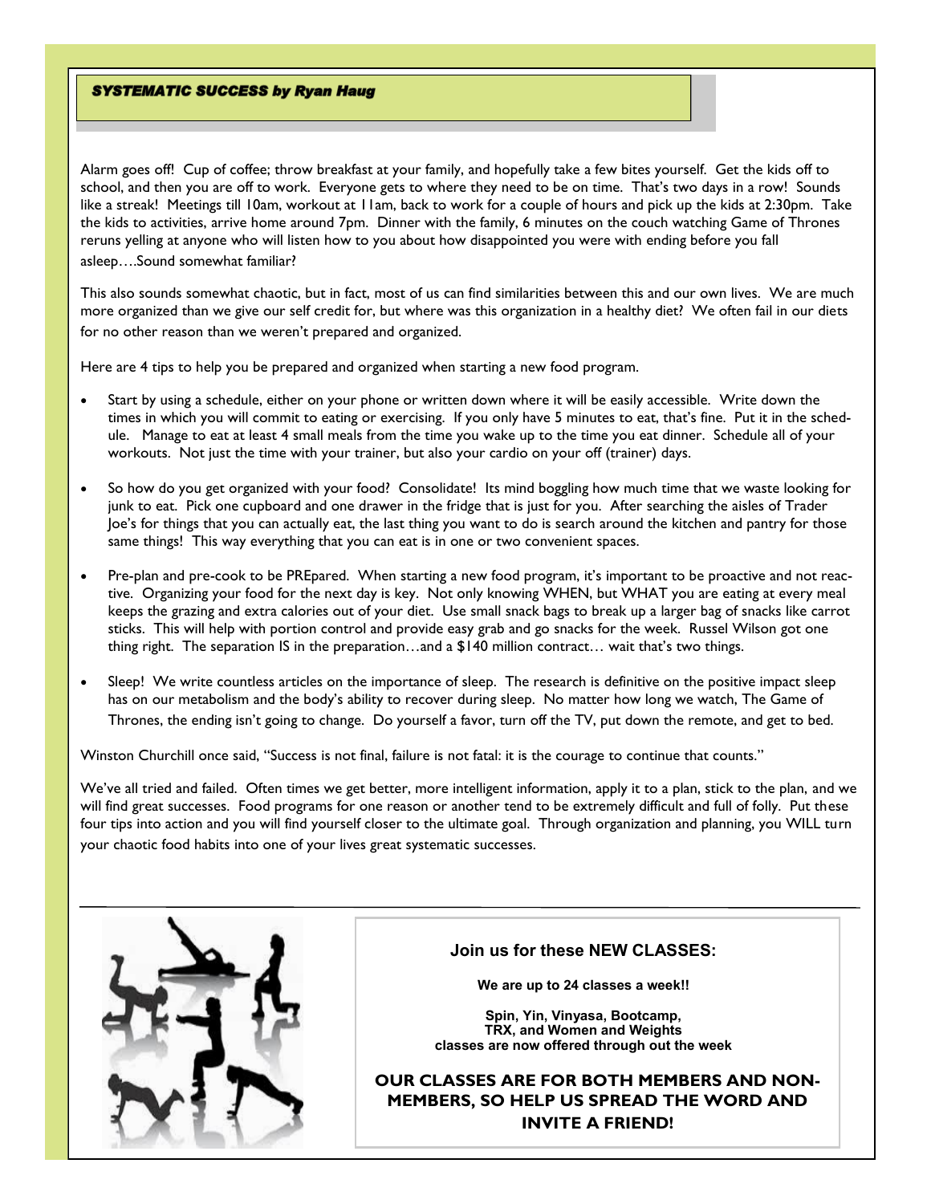## *SYSTEMATIC SUCCESS by Ryan Haug*

Alarm goes off! Cup of coffee; throw breakfast at your family, and hopefully take a few bites yourself. Get the kids off to school, and then you are off to work. Everyone gets to where they need to be on time. That's two days in a row! Sounds like a streak! Meetings till 10am, workout at 11am, back to work for a couple of hours and pick up the kids at 2:30pm. Take the kids to activities, arrive home around 7pm. Dinner with the family, 6 minutes on the couch watching Game of Thrones reruns yelling at anyone who will listen how to you about how disappointed you were with ending before you fall asleep….Sound somewhat familiar?

This also sounds somewhat chaotic, but in fact, most of us can find similarities between this and our own lives. We are much more organized than we give our self credit for, but where was this organization in a healthy diet? We often fail in our diets for no other reason than we weren't prepared and organized.

Here are 4 tips to help you be prepared and organized when starting a new food program.

- Start by using a schedule, either on your phone or written down where it will be easily accessible. Write down the times in which you will commit to eating or exercising. If you only have 5 minutes to eat, that's fine. Put it in the schedule. Manage to eat at least 4 small meals from the time you wake up to the time you eat dinner. Schedule all of your workouts. Not just the time with your trainer, but also your cardio on your off (trainer) days.
- So how do you get organized with your food? Consolidate! Its mind boggling how much time that we waste looking for junk to eat. Pick one cupboard and one drawer in the fridge that is just for you. After searching the aisles of Trader Joe's for things that you can actually eat, the last thing you want to do is search around the kitchen and pantry for those same things! This way everything that you can eat is in one or two convenient spaces.
- Pre-plan and pre-cook to be PREpared. When starting a new food program, it's important to be proactive and not reactive. Organizing your food for the next day is key. Not only knowing WHEN, but WHAT you are eating at every meal keeps the grazing and extra calories out of your diet. Use small snack bags to break up a larger bag of snacks like carrot sticks. This will help with portion control and provide easy grab and go snacks for the week. Russel Wilson got one thing right. The separation IS in the preparation…and a $140 million contract… wait that's two things.
- Sleep! We write countless articles on the importance of sleep. The research is definitive on the positive impact sleep has on our metabolism and the body's ability to recover during sleep. No matter how long we watch, The Game of Thrones, the ending isn't going to change. Do yourself a favor, turn off the TV, put down the remote, and get to bed.

Winston Churchill once said, "Success is not final, failure is not fatal: it is the courage to continue that counts."

We've all tried and failed. Often times we get better, more intelligent information, apply it to a plan, stick to the plan, and we will find great successes. Food programs for one reason or another tend to be extremely difficult and full of folly. Put these four tips into action and you will find yourself closer to the ultimate goal. Through organization and planning, you WILL turn your chaotic food habits into one of your lives great systematic successes.

---

**Join us for these NEW CLASSES:**

**We are up to 24 classes a week!!**

**Spin, Yin, Vinyasa, Bootcamp, TRX, and Women and Weights classes are now offered through out the week**

**OUR CLASSES ARE FOR BOTH MEMBERS AND NON-MEMBERS, SO HELP US SPREAD THE WORD AND INVITE A FRIEND!**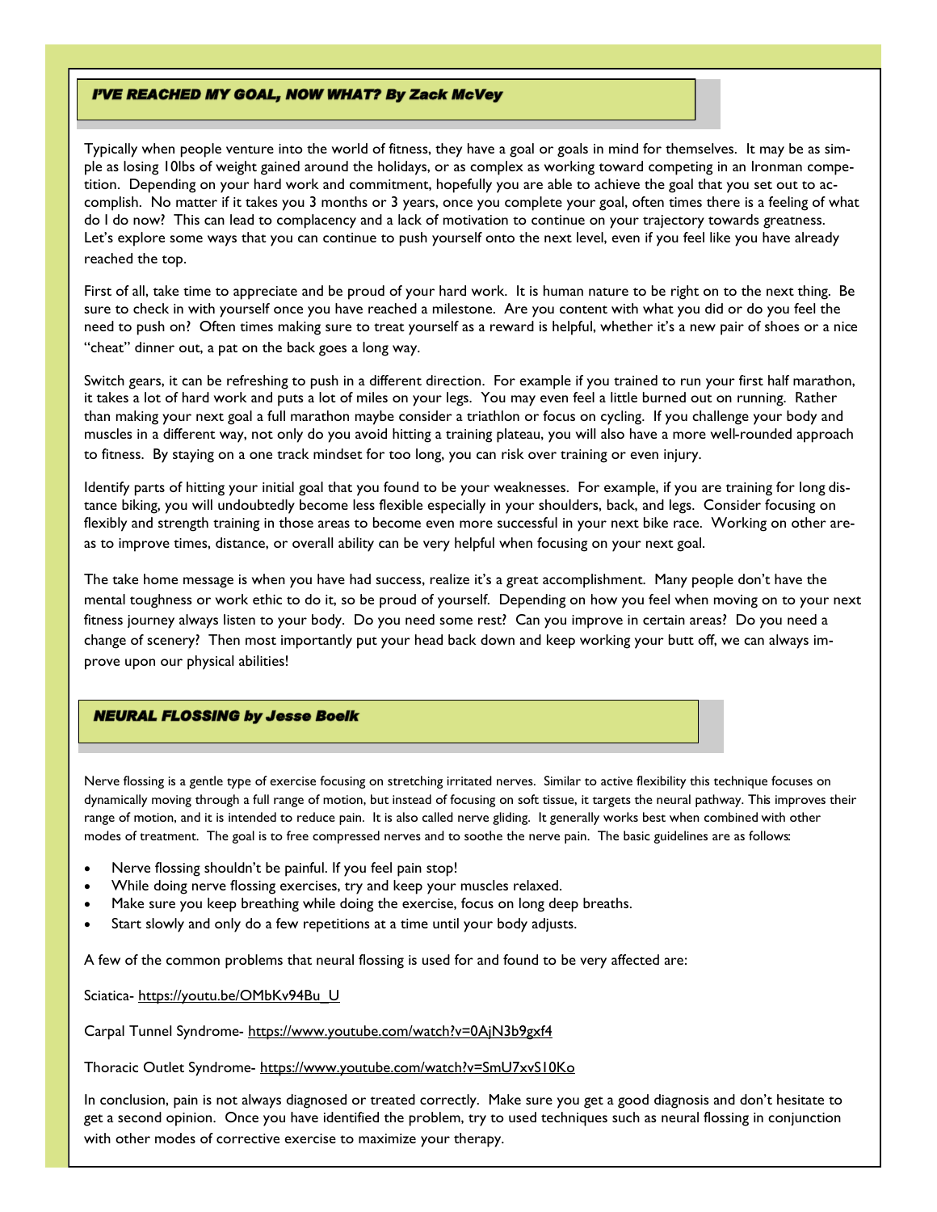## *I'VE REACHED MY GOAL, NOW WHAT? By Zack McVey*

Typically when people venture into the world of fitness, they have a goal or goals in mind for themselves. It may be as simple as losing 10lbs of weight gained around the holidays, or as complex as working toward competing in an Ironman competition. Depending on your hard work and commitment, hopefully you are able to achieve the goal that you set out to accomplish. No matter if it takes you 3 months or 3 years, once you complete your goal, often times there is a feeling of what do I do now? This can lead to complacency and a lack of motivation to continue on your trajectory towards greatness. Let's explore some ways that you can continue to push yourself onto the next level, even if you feel like you have already reached the top.

First of all, take time to appreciate and be proud of your hard work. It is human nature to be right on to the next thing. Be sure to check in with yourself once you have reached a milestone. Are you content with what you did or do you feel the need to push on? Often times making sure to treat yourself as a reward is helpful, whether it's a new pair of shoes or a nice "cheat" dinner out, a pat on the back goes a long way.

Switch gears, it can be refreshing to push in a different direction. For example if you trained to run your first half marathon, it takes a lot of hard work and puts a lot of miles on your legs. You may even feel a little burned out on running. Rather than making your next goal a full marathon maybe consider a triathlon or focus on cycling. If you challenge your body and muscles in a different way, not only do you avoid hitting a training plateau, you will also have a more well-rounded approach to fitness. By staying on a one track mindset for too long, you can risk over training or even injury.

Identify parts of hitting your initial goal that you found to be your weaknesses. For example, if you are training for long distance biking, you will undoubtedly become less flexible especially in your shoulders, back, and legs. Consider focusing on flexibly and strength training in those areas to become even more successful in your next bike race. Working on other areas to improve times, distance, or overall ability can be very helpful when focusing on your next goal.

The take home message is when you have had success, realize it's a great accomplishment. Many people don't have the mental toughness or work ethic to do it, so be proud of yourself. Depending on how you feel when moving on to your next fitness journey always listen to your body. Do you need some rest? Can you improve in certain areas? Do you need a change of scenery? Then most importantly put your head back down and keep working your butt off, we can always improve upon our physical abilities!

## *NEURAL FLOSSING by Jesse Boelk*

Nerve flossing is a gentle type of exercise focusing on stretching irritated nerves. Similar to active flexibility this technique focuses on dynamically moving through a full range of motion, but instead of focusing on soft tissue, it targets the neural pathway. This improves their range of motion, and it is intended to reduce pain. It is also called nerve gliding. It generally works best when combined with other modes of treatment. The goal is to free compressed nerves and to soothe the nerve pain. The basic guidelines are as follows:

- Nerve flossing shouldn't be painful. If you feel pain stop!
- While doing nerve flossing exercises, try and keep your muscles relaxed.
- Make sure you keep breathing while doing the exercise, focus on long deep breaths.
- Start slowly and only do a few repetitions at a time until your body adjusts.

A few of the common problems that neural flossing is used for and found to be very affected are:

Sciatica- https://youtu.be/OMbKv94Bu_U

Carpal Tunnel Syndrome- https://www.youtube.com/watch?v=0AjN3b9gxf4

Thoracic Outlet Syndrome- https://www.youtube.com/watch?v=SmU7xvS10Ko

In conclusion, pain is not always diagnosed or treated correctly. Make sure you get a good diagnosis and don't hesitate to get a second opinion. Once you have identified the problem, try to used techniques such as neural flossing in conjunction with other modes of corrective exercise to maximize your therapy.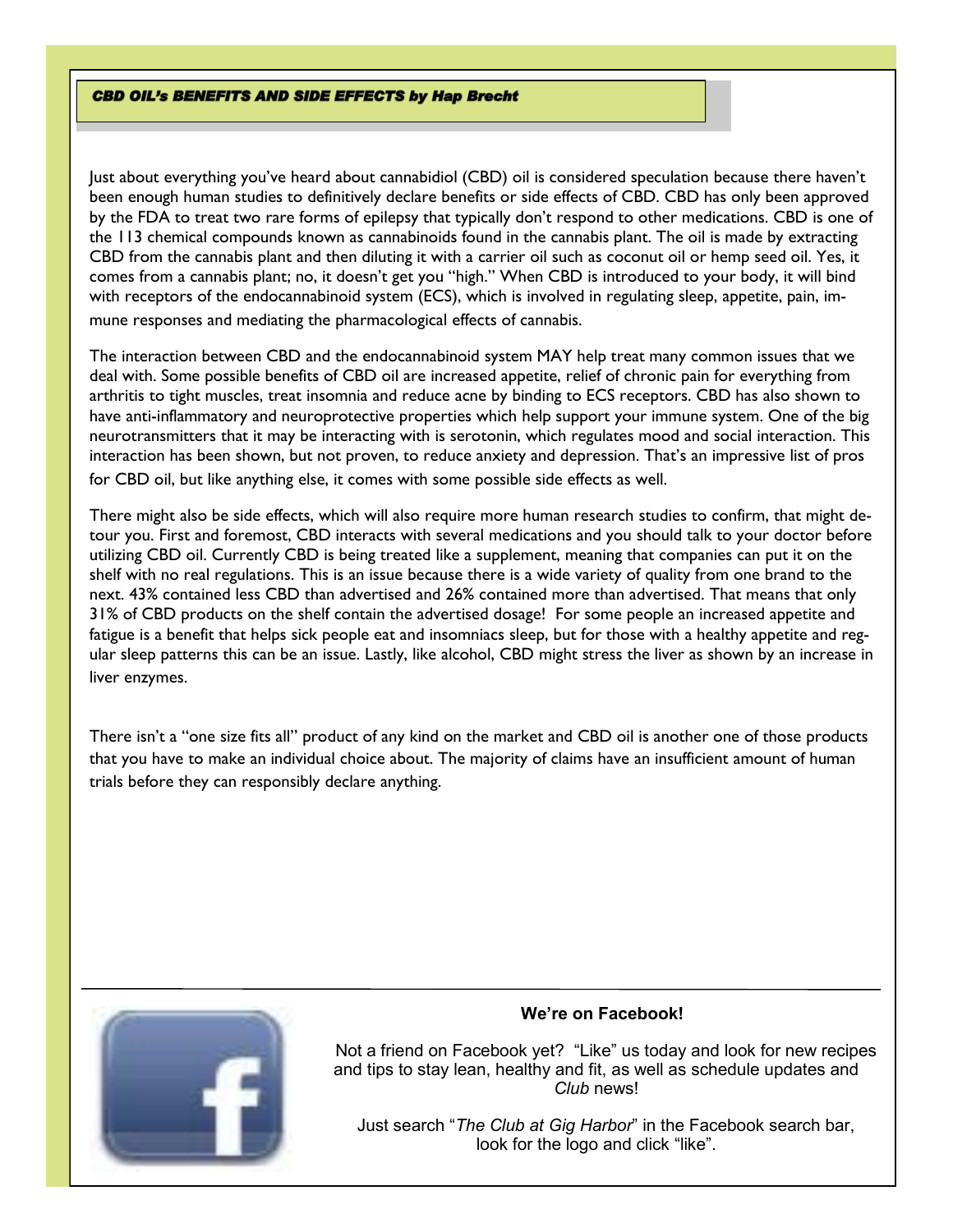### ***CBD OIL's BENEFITS AND SIDE EFFECTS by Hap Brecht***

Just about everything you've heard about cannabidiol (CBD) oil is considered speculation because there haven't been enough human studies to definitively declare benefits or side effects of CBD. CBD has only been approved by the FDA to treat two rare forms of epilepsy that typically don't respond to other medications. CBD is one of the 113 chemical compounds known as cannabinoids found in the cannabis plant. The oil is made by extracting CBD from the cannabis plant and then diluting it with a carrier oil such as coconut oil or hemp seed oil. Yes, it comes from a cannabis plant; no, it doesn't get you "high." When CBD is introduced to your body, it will bind with receptors of the endocannabinoid system (ECS), which is involved in regulating sleep, appetite, pain, immune responses and mediating the pharmacological effects of cannabis.

The interaction between CBD and the endocannabinoid system MAY help treat many common issues that we deal with. Some possible benefits of CBD oil are increased appetite, relief of chronic pain for everything from arthritis to tight muscles, treat insomnia and reduce acne by binding to ECS receptors. CBD has also shown to have anti-inflammatory and neuroprotective properties which help support your immune system. One of the big neurotransmitters that it may be interacting with is serotonin, which regulates mood and social interaction. This interaction has been shown, but not proven, to reduce anxiety and depression. That's an impressive list of pros for CBD oil, but like anything else, it comes with some possible side effects as well.

There might also be side effects, which will also require more human research studies to confirm, that might detour you. First and foremost, CBD interacts with several medications and you should talk to your doctor before utilizing CBD oil. Currently CBD is being treated like a supplement, meaning that companies can put it on the shelf with no real regulations. This is an issue because there is a wide variety of quality from one brand to the next. 43% contained less CBD than advertised and 26% contained more than advertised. That means that only 31% of CBD products on the shelf contain the advertised dosage! For some people an increased appetite and fatigue is a benefit that helps sick people eat and insomniacs sleep, but for those with a healthy appetite and regular sleep patterns this can be an issue. Lastly, like alcohol, CBD might stress the liver as shown by an increase in liver enzymes.

There isn't a "one size fits all" product of any kind on the market and CBD oil is another one of those products that you have to make an individual choice about. The majority of claims have an insufficient amount of human trials before they can responsibly declare anything.

---

**We're on Facebook!**

Not a friend on Facebook yet? "Like" us today and look for new recipes and tips to stay lean, healthy and fit, as well as schedule updates and *Club* news!

Just search "*The Club at Gig Harbor*" in the Facebook search bar, look for the logo and click "like".